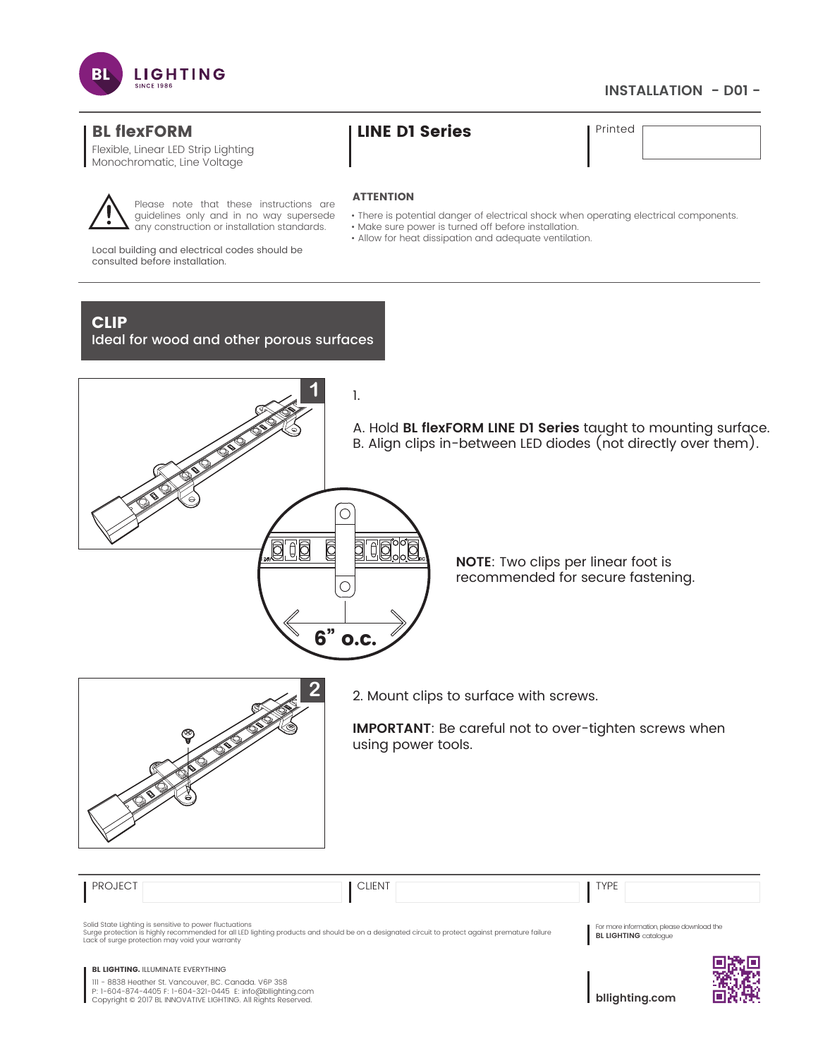INSTALLATION - D01 -

## BL flexFORM

Flexible, Linear LED Strip Lighting
Monochromatic, Line Voltage

## LINE D1 Series

Printed

Please note that these instructions are guidelines only and in no way supersede any construction or installation standards.

Local building and electrical codes should be consulted before installation.

**ATTENTION**

- There is potential danger of electrical shock when operating electrical components.
- Make sure power is turned off before installation.
- Allow for heat dissipation and adequate ventilation.

## CLIP

Ideal for wood and other porous surfaces

1.

A. Hold **BL flexFORM LINE D1 Series** taught to mounting surface.
B. Align clips in-between LED diodes (not directly over them).

6" o.c.

**NOTE**: Two clips per linear foot is recommended for secure fastening.

2. Mount clips to surface with screws.

**IMPORTANT**: Be careful not to over-tighten screws when using power tools.

| PROJECT | CLIENT | TYPE |
| --- | --- | --- |
| | | |

Solid State Lighting is sensitive to power fluctuations
Surge protection is highly recommended for all LED lighting products and should be on a designated circuit to protect against premature failure
Lack of surge protection may void your warranty

For more information, please download the **BL LIGHTING** catalogue

**BL LIGHTING.** ILLUMINATE EVERYTHING
111 - 8838 Heather St. Vancouver, BC. Canada. V6P 3S8
P: 1-604-874-4405 F: 1-604-321-0445 E: info@bllighting.com
Copyright © 2017 BL INNOVATIVE LIGHTING. All Rights Reserved.

**bllighting.com**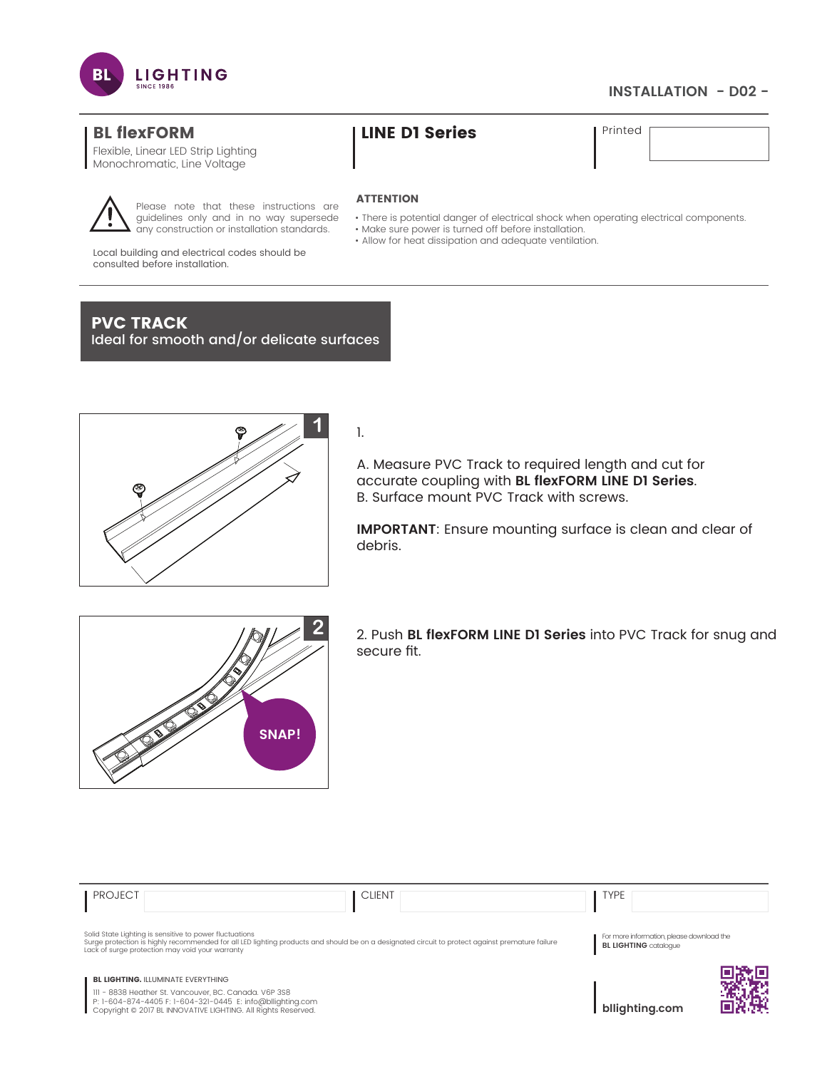INSTALLATION - D02 -

## BL flexFORM

Flexible, Linear LED Strip Lighting
Monochromatic, Line Voltage

## LINE D1 Series

Printed

Please note that these instructions are guidelines only and in no way supersede any construction or installation standards.

Local building and electrical codes should be consulted before installation.

**ATTENTION**

- There is potential danger of electrical shock when operating electrical components.
- Make sure power is turned off before installation.
- Allow for heat dissipation and adequate ventilation.

## PVC TRACK

Ideal for smooth and/or delicate surfaces

1.

A. Measure PVC Track to required length and cut for accurate coupling with **BL flexFORM LINE D1 Series**.
B. Surface mount PVC Track with screws.

**IMPORTANT**: Ensure mounting surface is clean and clear of debris.

2. Push **BL flexFORM LINE D1 Series** into PVC Track for snug and secure fit.

SNAP!

| PROJECT | | CLIENT | | TYPE | |
|---|---|---|---|---|---|

Solid State Lighting is sensitive to power fluctuations
Surge protection is highly recommended for all LED lighting products and should be on a designated circuit to protect against premature failure
Lack of surge protection may void your warranty

For more information, please download the **BL LIGHTING** catalogue

**BL LIGHTING.** ILLUMINATE EVERYTHING

111 - 8838 Heather St. Vancouver, BC. Canada. V6P 3S8
P: 1-604-874-4405 F: 1-604-321-0445 E: info@bllighting.com
Copyright © 2017 BL INNOVATIVE LIGHTING. All Rights Reserved.

**bllighting.com**